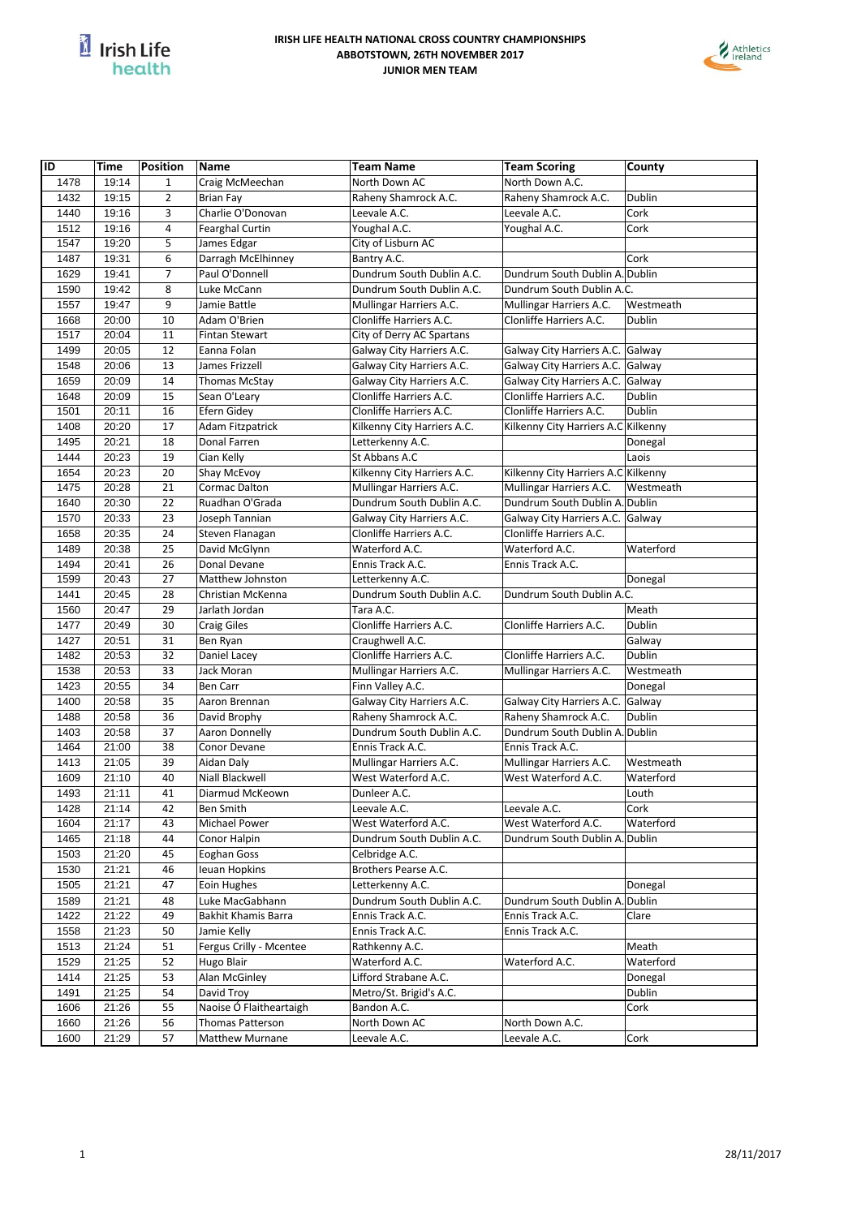# IRISH LIFE HEALTH NATIONAL CROSS COUNTRY CHAMPIONSHIPS
## ABBOTSTOWN, 26TH NOVEMBER 2017
## JUNIOR MEN TEAM

| ID | Time | Position | Name | Team Name | Team Scoring | County |
|---|---|---|---|---|---|---|
| 1478 | 19:14 | 1 | Craig McMeechan | North Down AC | North Down A.C. | |
| 1432 | 19:15 | 2 | Brian Fay | Raheny Shamrock A.C. | Raheny Shamrock A.C. | Dublin |
| 1440 | 19:16 | 3 | Charlie O'Donovan | Leevale A.C. | Leevale A.C. | Cork |
| 1512 | 19:16 | 4 | Fearghal Curtin | Youghal A.C. | Youghal A.C. | Cork |
| 1547 | 19:20 | 5 | James Edgar | City of Lisburn AC | | |
| 1487 | 19:31 | 6 | Darragh McElhinney | Bantry A.C. | | Cork |
| 1629 | 19:41 | 7 | Paul O'Donnell | Dundrum South Dublin A.C. | Dundrum South Dublin A. | Dublin |
| 1590 | 19:42 | 8 | Luke McCann | Dundrum South Dublin A.C. | Dundrum South Dublin A.C. | |
| 1557 | 19:47 | 9 | Jamie Battle | Mullingar Harriers A.C. | Mullingar Harriers A.C. | Westmeath |
| 1668 | 20:00 | 10 | Adam O'Brien | Clonliffe Harriers A.C. | Clonliffe Harriers A.C. | Dublin |
| 1517 | 20:04 | 11 | Fintan Stewart | City of Derry AC Spartans | | |
| 1499 | 20:05 | 12 | Eanna Folan | Galway City Harriers A.C. | Galway City Harriers A.C. | Galway |
| 1548 | 20:06 | 13 | James Frizzell | Galway City Harriers A.C. | Galway City Harriers A.C. | Galway |
| 1659 | 20:09 | 14 | Thomas McStay | Galway City Harriers A.C. | Galway City Harriers A.C. | Galway |
| 1648 | 20:09 | 15 | Sean O'Leary | Clonliffe Harriers A.C. | Clonliffe Harriers A.C. | Dublin |
| 1501 | 20:11 | 16 | Efern Gidey | Clonliffe Harriers A.C. | Clonliffe Harriers A.C. | Dublin |
| 1408 | 20:20 | 17 | Adam Fitzpatrick | Kilkenny City Harriers A.C. | Kilkenny City Harriers A.C | Kilkenny |
| 1495 | 20:21 | 18 | Donal Farren | Letterkenny A.C. | | Donegal |
| 1444 | 20:23 | 19 | Cian Kelly | St Abbans A.C | | Laois |
| 1654 | 20:23 | 20 | Shay McEvoy | Kilkenny City Harriers A.C. | Kilkenny City Harriers A.C | Kilkenny |
| 1475 | 20:28 | 21 | Cormac Dalton | Mullingar Harriers A.C. | Mullingar Harriers A.C. | Westmeath |
| 1640 | 20:30 | 22 | Ruadhan O'Grada | Dundrum South Dublin A.C. | Dundrum South Dublin A. | Dublin |
| 1570 | 20:33 | 23 | Joseph Tannian | Galway City Harriers A.C. | Galway City Harriers A.C. | Galway |
| 1658 | 20:35 | 24 | Steven Flanagan | Clonliffe Harriers A.C. | Clonliffe Harriers A.C. | |
| 1489 | 20:38 | 25 | David McGlynn | Waterford A.C. | Waterford A.C. | Waterford |
| 1494 | 20:41 | 26 | Donal Devane | Ennis Track A.C. | Ennis Track A.C. | |
| 1599 | 20:43 | 27 | Matthew Johnston | Letterkenny A.C. | | Donegal |
| 1441 | 20:45 | 28 | Christian McKenna | Dundrum South Dublin A.C. | Dundrum South Dublin A.C. | |
| 1560 | 20:47 | 29 | Jarlath Jordan | Tara A.C. | | Meath |
| 1477 | 20:49 | 30 | Craig Giles | Clonliffe Harriers A.C. | Clonliffe Harriers A.C. | Dublin |
| 1427 | 20:51 | 31 | Ben Ryan | Craughwell A.C. | | Galway |
| 1482 | 20:53 | 32 | Daniel Lacey | Clonliffe Harriers A.C. | Clonliffe Harriers A.C. | Dublin |
| 1538 | 20:53 | 33 | Jack Moran | Mullingar Harriers A.C. | Mullingar Harriers A.C. | Westmeath |
| 1423 | 20:55 | 34 | Ben Carr | Finn Valley A.C. | | Donegal |
| 1400 | 20:58 | 35 | Aaron Brennan | Galway City Harriers A.C. | Galway City Harriers A.C. | Galway |
| 1488 | 20:58 | 36 | David Brophy | Raheny Shamrock A.C. | Raheny Shamrock A.C. | Dublin |
| 1403 | 20:58 | 37 | Aaron Donnelly | Dundrum South Dublin A.C. | Dundrum South Dublin A. | Dublin |
| 1464 | 21:00 | 38 | Conor Devane | Ennis Track A.C. | Ennis Track A.C. | |
| 1413 | 21:05 | 39 | Aidan Daly | Mullingar Harriers A.C. | Mullingar Harriers A.C. | Westmeath |
| 1609 | 21:10 | 40 | Niall Blackwell | West Waterford A.C. | West Waterford A.C. | Waterford |
| 1493 | 21:11 | 41 | Diarmud McKeown | Dunleer A.C. | | Louth |
| 1428 | 21:14 | 42 | Ben Smith | Leevale A.C. | Leevale A.C. | Cork |
| 1604 | 21:17 | 43 | Michael Power | West Waterford A.C. | West Waterford A.C. | Waterford |
| 1465 | 21:18 | 44 | Conor Halpin | Dundrum South Dublin A.C. | Dundrum South Dublin A. | Dublin |
| 1503 | 21:20 | 45 | Eoghan Goss | Celbridge A.C. | | |
| 1530 | 21:21 | 46 | Ieuan Hopkins | Brothers Pearse A.C. | | |
| 1505 | 21:21 | 47 | Eoin Hughes | Letterkenny A.C. | | Donegal |
| 1589 | 21:21 | 48 | Luke MacGabhann | Dundrum South Dublin A.C. | Dundrum South Dublin A. | Dublin |
| 1422 | 21:22 | 49 | Bakhit Khamis Barra | Ennis Track A.C. | Ennis Track A.C. | Clare |
| 1558 | 21:23 | 50 | Jamie Kelly | Ennis Track A.C. | Ennis Track A.C. | |
| 1513 | 21:24 | 51 | Fergus Crilly - Mcentee | Rathkenny A.C. | | Meath |
| 1529 | 21:25 | 52 | Hugo Blair | Waterford A.C. | Waterford A.C. | Waterford |
| 1414 | 21:25 | 53 | Alan McGinley | Lifford Strabane A.C. | | Donegal |
| 1491 | 21:25 | 54 | David Troy | Metro/St. Brigid's A.C. | | Dublin |
| 1606 | 21:26 | 55 | Naoise Ó Flaitheartaigh | Bandon A.C. | | Cork |
| 1660 | 21:26 | 56 | Thomas Patterson | North Down AC | North Down A.C. | |
| 1600 | 21:29 | 57 | Matthew Murnane | Leevale A.C. | Leevale A.C. | Cork |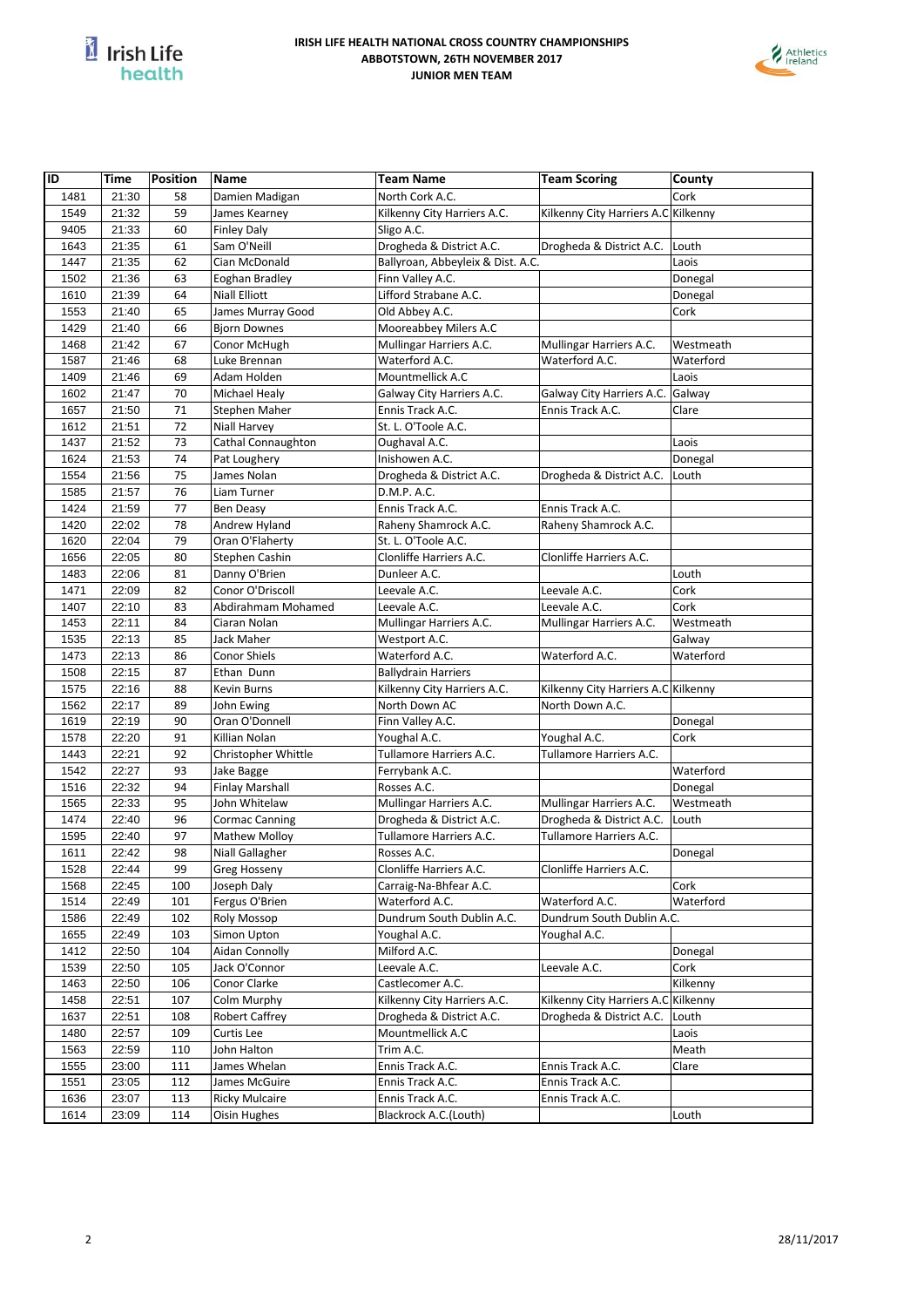# IRISH LIFE HEALTH NATIONAL CROSS COUNTRY CHAMPIONSHIPS
## ABBOTSTOWN, 26TH NOVEMBER 2017
### JUNIOR MEN TEAM

| ID | Time | Position | Name | Team Name | Team Scoring | County |
|---|---|---|---|---|---|---|
| 1481 | 21:30 | 58 | Damien Madigan | North Cork A.C. | | Cork |
| 1549 | 21:32 | 59 | James Kearney | Kilkenny City Harriers A.C. | Kilkenny City Harriers A.C | Kilkenny |
| 9405 | 21:33 | 60 | Finley Daly | Sligo A.C. | | |
| 1643 | 21:35 | 61 | Sam O'Neill | Drogheda & District A.C. | Drogheda & District A.C. | Louth |
| 1447 | 21:35 | 62 | Cian McDonald | Ballyroan, Abbeyleix & Dist. A.C. | | Laois |
| 1502 | 21:36 | 63 | Eoghan Bradley | Finn Valley A.C. | | Donegal |
| 1610 | 21:39 | 64 | Niall Elliott | Lifford Strabane A.C. | | Donegal |
| 1553 | 21:40 | 65 | James Murray Good | Old Abbey A.C. | | Cork |
| 1429 | 21:40 | 66 | Bjorn Downes | Mooreabbey Milers A.C | | |
| 1468 | 21:42 | 67 | Conor McHugh | Mullingar Harriers A.C. | Mullingar Harriers A.C. | Westmeath |
| 1587 | 21:46 | 68 | Luke Brennan | Waterford A.C. | Waterford A.C. | Waterford |
| 1409 | 21:46 | 69 | Adam Holden | Mountmellick A.C | | Laois |
| 1602 | 21:47 | 70 | Michael Healy | Galway City Harriers A.C. | Galway City Harriers A.C. | Galway |
| 1657 | 21:50 | 71 | Stephen Maher | Ennis Track A.C. | Ennis Track A.C. | Clare |
| 1612 | 21:51 | 72 | Niall Harvey | St. L. O'Toole A.C. | | |
| 1437 | 21:52 | 73 | Cathal Connaughton | Oughaval A.C. | | Laois |
| 1624 | 21:53 | 74 | Pat Loughery | Inishowen A.C. | | Donegal |
| 1554 | 21:56 | 75 | James Nolan | Drogheda & District A.C. | Drogheda & District A.C. | Louth |
| 1585 | 21:57 | 76 | Liam Turner | D.M.P. A.C. | | |
| 1424 | 21:59 | 77 | Ben Deasy | Ennis Track A.C. | Ennis Track A.C. | |
| 1420 | 22:02 | 78 | Andrew Hyland | Raheny Shamrock A.C. | Raheny Shamrock A.C. | |
| 1620 | 22:04 | 79 | Oran O'Flaherty | St. L. O'Toole A.C. | | |
| 1656 | 22:05 | 80 | Stephen Cashin | Clonliffe Harriers A.C. | Clonliffe Harriers A.C. | |
| 1483 | 22:06 | 81 | Danny O'Brien | Dunleer A.C. | | Louth |
| 1471 | 22:09 | 82 | Conor O'Driscoll | Leevale A.C. | Leevale A.C. | Cork |
| 1407 | 22:10 | 83 | Abdirahmam Mohamed | Leevale A.C. | Leevale A.C. | Cork |
| 1453 | 22:11 | 84 | Ciaran Nolan | Mullingar Harriers A.C. | Mullingar Harriers A.C. | Westmeath |
| 1535 | 22:13 | 85 | Jack Maher | Westport A.C. | | Galway |
| 1473 | 22:13 | 86 | Conor Shiels | Waterford A.C. | Waterford A.C. | Waterford |
| 1508 | 22:15 | 87 | Ethan Dunn | Ballydrain Harriers | | |
| 1575 | 22:16 | 88 | Kevin Burns | Kilkenny City Harriers A.C. | Kilkenny City Harriers A.C | Kilkenny |
| 1562 | 22:17 | 89 | John Ewing | North Down AC | North Down A.C. | |
| 1619 | 22:19 | 90 | Oran O'Donnell | Finn Valley A.C. | | Donegal |
| 1578 | 22:20 | 91 | Killian Nolan | Youghal A.C. | Youghal A.C. | Cork |
| 1443 | 22:21 | 92 | Christopher Whittle | Tullamore Harriers A.C. | Tullamore Harriers A.C. | |
| 1542 | 22:27 | 93 | Jake Bagge | Ferrybank A.C. | | Waterford |
| 1516 | 22:32 | 94 | Finlay Marshall | Rosses A.C. | | Donegal |
| 1565 | 22:33 | 95 | John Whitelaw | Mullingar Harriers A.C. | Mullingar Harriers A.C. | Westmeath |
| 1474 | 22:40 | 96 | Cormac Canning | Drogheda & District A.C. | Drogheda & District A.C. | Louth |
| 1595 | 22:40 | 97 | Mathew Molloy | Tullamore Harriers A.C. | Tullamore Harriers A.C. | |
| 1611 | 22:42 | 98 | Niall Gallagher | Rosses A.C. | | Donegal |
| 1528 | 22:44 | 99 | Greg Hosseny | Clonliffe Harriers A.C. | Clonliffe Harriers A.C. | |
| 1568 | 22:45 | 100 | Joseph Daly | Carraig-Na-Bhfear A.C. | | Cork |
| 1514 | 22:49 | 101 | Fergus O'Brien | Waterford A.C. | Waterford A.C. | Waterford |
| 1586 | 22:49 | 102 | Roly Mossop | Dundrum South Dublin A.C. | Dundrum South Dublin A.C. | |
| 1655 | 22:49 | 103 | Simon Upton | Youghal A.C. | Youghal A.C. | |
| 1412 | 22:50 | 104 | Aidan Connolly | Milford A.C. | | Donegal |
| 1539 | 22:50 | 105 | Jack O'Connor | Leevale A.C. | Leevale A.C. | Cork |
| 1463 | 22:50 | 106 | Conor Clarke | Castlecomer A.C. | | Kilkenny |
| 1458 | 22:51 | 107 | Colm Murphy | Kilkenny City Harriers A.C. | Kilkenny City Harriers A.C | Kilkenny |
| 1637 | 22:51 | 108 | Robert Caffrey | Drogheda & District A.C. | Drogheda & District A.C. | Louth |
| 1480 | 22:57 | 109 | Curtis Lee | Mountmellick A.C | | Laois |
| 1563 | 22:59 | 110 | John Halton | Trim A.C. | | Meath |
| 1555 | 23:00 | 111 | James Whelan | Ennis Track A.C. | Ennis Track A.C. | Clare |
| 1551 | 23:05 | 112 | James McGuire | Ennis Track A.C. | Ennis Track A.C. | |
| 1636 | 23:07 | 113 | Ricky Mulcaire | Ennis Track A.C. | Ennis Track A.C. | |
| 1614 | 23:09 | 114 | Oisin Hughes | Blackrock A.C.(Louth) | | Louth |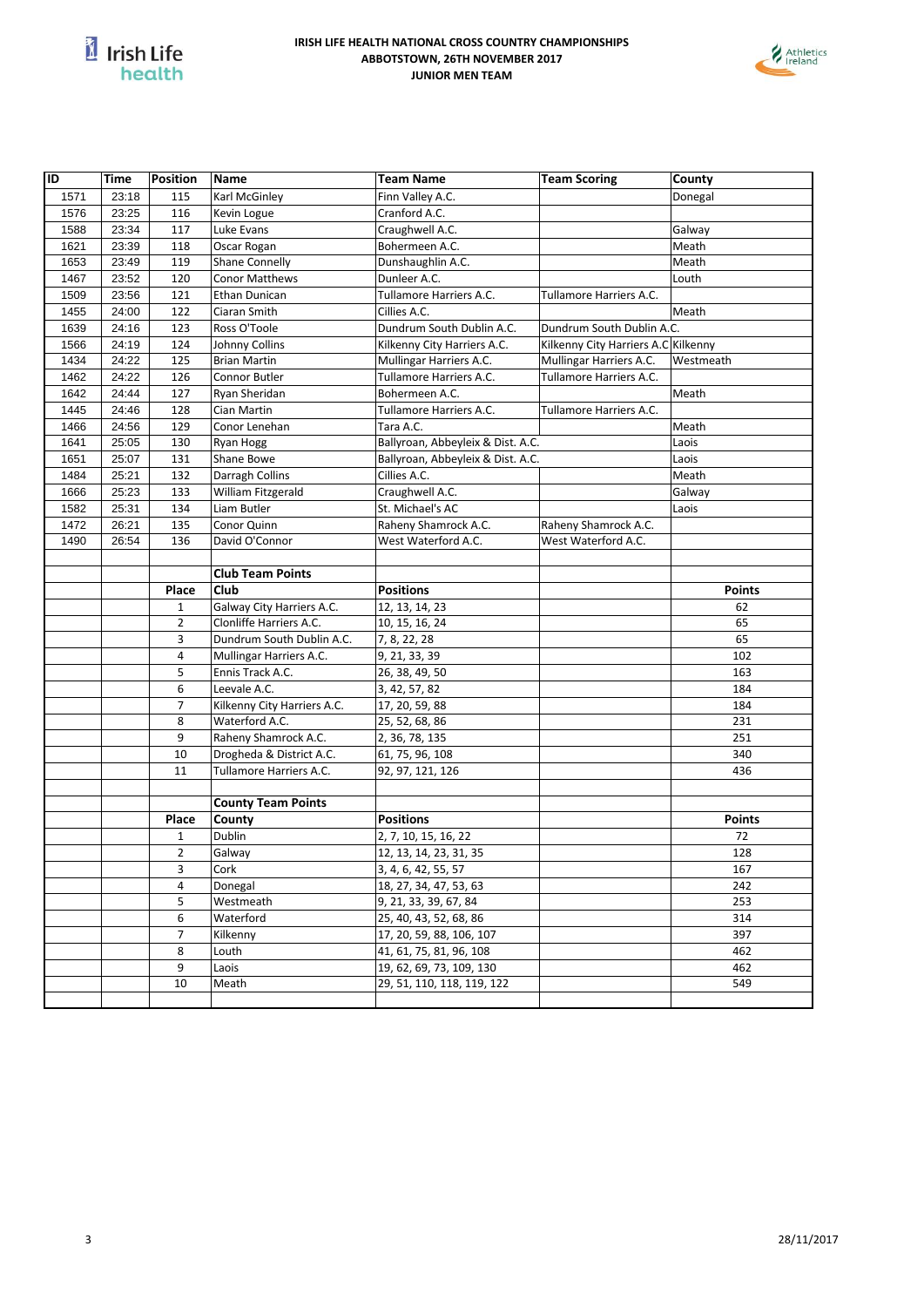# IRISH LIFE HEALTH NATIONAL CROSS COUNTRY CHAMPIONSHIPS
## ABBOTSTOWN, 26TH NOVEMBER 2017
## JUNIOR MEN TEAM

| ID | Time | Position | Name | Team Name | Team Scoring | County |
|---|---|---|---|---|---|---|
| 1571 | 23:18 | 115 | Karl McGinley | Finn Valley A.C. | | Donegal |
| 1576 | 23:25 | 116 | Kevin Logue | Cranford A.C. | | |
| 1588 | 23:34 | 117 | Luke Evans | Craughwell A.C. | | Galway |
| 1621 | 23:39 | 118 | Oscar Rogan | Bohermeen A.C. | | Meath |
| 1653 | 23:49 | 119 | Shane Connelly | Dunshaughlin A.C. | | Meath |
| 1467 | 23:52 | 120 | Conor Matthews | Dunleer A.C. | | Louth |
| 1509 | 23:56 | 121 | Ethan Dunican | Tullamore Harriers A.C. | Tullamore Harriers A.C. | |
| 1455 | 24:00 | 122 | Ciaran Smith | Cillies A.C. | | Meath |
| 1639 | 24:16 | 123 | Ross O'Toole | Dundrum South Dublin A.C. | Dundrum South Dublin A.C. | |
| 1566 | 24:19 | 124 | Johnny Collins | Kilkenny City Harriers A.C. | Kilkenny City Harriers A.C | Kilkenny |
| 1434 | 24:22 | 125 | Brian Martin | Mullingar Harriers A.C. | Mullingar Harriers A.C. | Westmeath |
| 1462 | 24:22 | 126 | Connor Butler | Tullamore Harriers A.C. | Tullamore Harriers A.C. | |
| 1642 | 24:44 | 127 | Ryan Sheridan | Bohermeen A.C. | | Meath |
| 1445 | 24:46 | 128 | Cian Martin | Tullamore Harriers A.C. | Tullamore Harriers A.C. | |
| 1466 | 24:56 | 129 | Conor Lenehan | Tara A.C. | | Meath |
| 1641 | 25:05 | 130 | Ryan Hogg | Ballyroan, Abbeyleix & Dist. A.C. | | Laois |
| 1651 | 25:07 | 131 | Shane Bowe | Ballyroan, Abbeyleix & Dist. A.C. | | Laois |
| 1484 | 25:21 | 132 | Darragh Collins | Cillies A.C. | | Meath |
| 1666 | 25:23 | 133 | William Fitzgerald | Craughwell A.C. | | Galway |
| 1582 | 25:31 | 134 | Liam Butler | St. Michael's AC | | Laois |
| 1472 | 26:21 | 135 | Conor Quinn | Raheny Shamrock A.C. | Raheny Shamrock A.C. | |
| 1490 | 26:54 | 136 | David O'Connor | West Waterford A.C. | West Waterford A.C. | |

**Club Team Points**

| Place | Club | Positions | Points |
|---|---|---|---|
| 1 | Galway City Harriers A.C. | 12, 13, 14, 23 | 62 |
| 2 | Clonliffe Harriers A.C. | 10, 15, 16, 24 | 65 |
| 3 | Dundrum South Dublin A.C. | 7, 8, 22, 28 | 65 |
| 4 | Mullingar Harriers A.C. | 9, 21, 33, 39 | 102 |
| 5 | Ennis Track A.C. | 26, 38, 49, 50 | 163 |
| 6 | Leevale A.C. | 3, 42, 57, 82 | 184 |
| 7 | Kilkenny City Harriers A.C. | 17, 20, 59, 88 | 184 |
| 8 | Waterford A.C. | 25, 52, 68, 86 | 231 |
| 9 | Raheny Shamrock A.C. | 2, 36, 78, 135 | 251 |
| 10 | Drogheda & District A.C. | 61, 75, 96, 108 | 340 |
| 11 | Tullamore Harriers A.C. | 92, 97, 121, 126 | 436 |

**County Team Points**

| Place | County | Positions | Points |
|---|---|---|---|
| 1 | Dublin | 2, 7, 10, 15, 16, 22 | 72 |
| 2 | Galway | 12, 13, 14, 23, 31, 35 | 128 |
| 3 | Cork | 3, 4, 6, 42, 55, 57 | 167 |
| 4 | Donegal | 18, 27, 34, 47, 53, 63 | 242 |
| 5 | Westmeath | 9, 21, 33, 39, 67, 84 | 253 |
| 6 | Waterford | 25, 40, 43, 52, 68, 86 | 314 |
| 7 | Kilkenny | 17, 20, 59, 88, 106, 107 | 397 |
| 8 | Louth | 41, 61, 75, 81, 96, 108 | 462 |
| 9 | Laois | 19, 62, 69, 73, 109, 130 | 462 |
| 10 | Meath | 29, 51, 110, 118, 119, 122 | 549 |